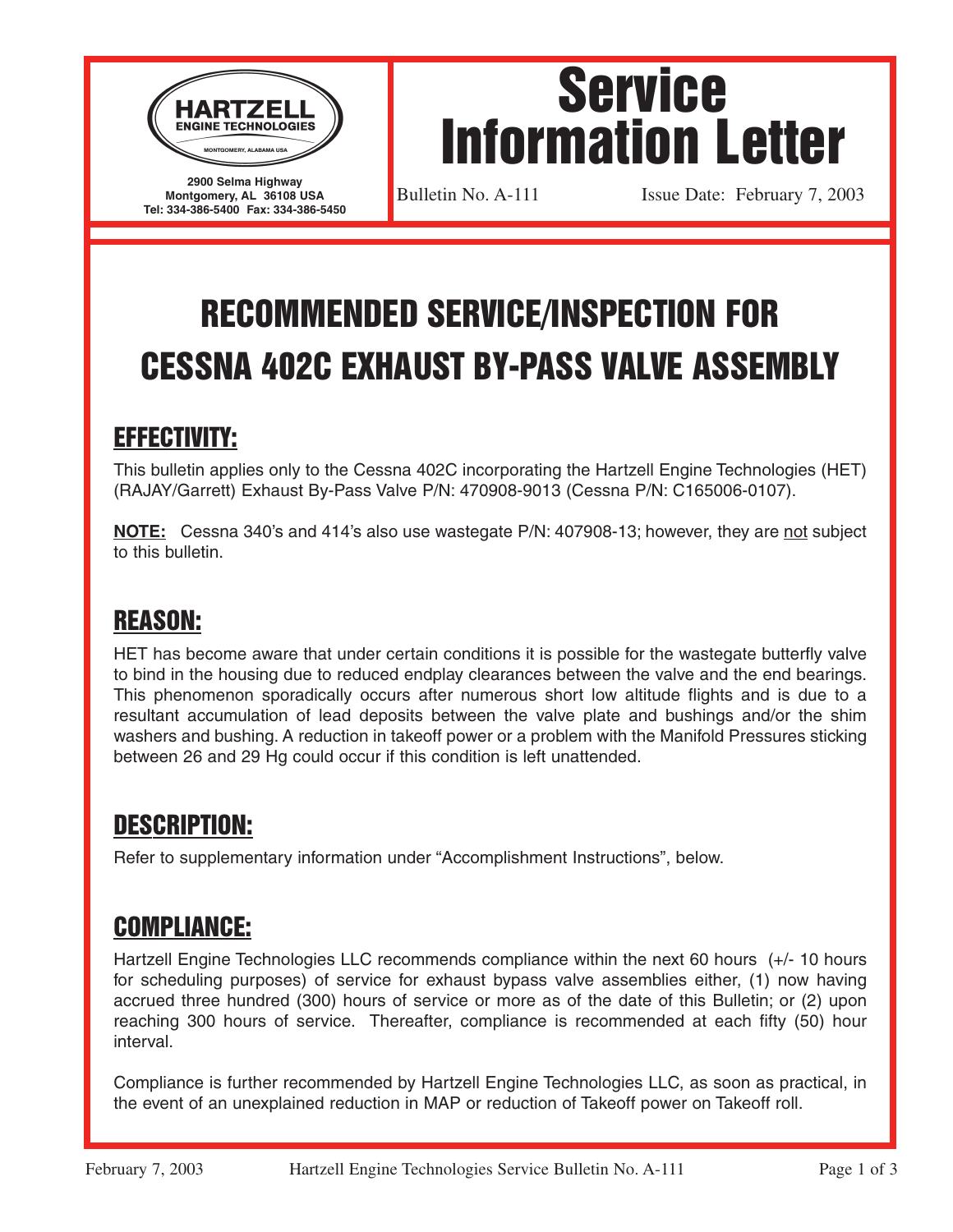**HARTZELL ENGINE TECHNOLOGIES**
MONTGOMERY, ALABAMA USA

2900 Selma Highway
Montgomery, AL 36108 USA
Tel: 334-386-5400 Fax: 334-386-5450

# Service Information Letter

Bulletin No. A-111 Issue Date: February 7, 2003

# RECOMMENDED SERVICE/INSPECTION FOR CESSNA 402C EXHAUST BY-PASS VALVE ASSEMBLY

## EFFECTIVITY:

This bulletin applies only to the Cessna 402C incorporating the Hartzell Engine Technologies (HET) (RAJAY/Garrett) Exhaust By-Pass Valve P/N: 470908-9013 (Cessna P/N: C165006-0107).

**NOTE:** Cessna 340's and 414's also use wastegate P/N: 407908-13; however, they are not subject to this bulletin.

## REASON:

HET has become aware that under certain conditions it is possible for the wastegate butterfly valve to bind in the housing due to reduced endplay clearances between the valve and the end bearings. This phenomenon sporadically occurs after numerous short low altitude flights and is due to a resultant accumulation of lead deposits between the valve plate and bushings and/or the shim washers and bushing. A reduction in takeoff power or a problem with the Manifold Pressures sticking between 26 and 29 Hg could occur if this condition is left unattended.

## DESCRIPTION:

Refer to supplementary information under "Accomplishment Instructions", below.

## COMPLIANCE:

Hartzell Engine Technologies LLC recommends compliance within the next 60 hours (+/- 10 hours for scheduling purposes) of service for exhaust bypass valve assemblies either, (1) now having accrued three hundred (300) hours of service or more as of the date of this Bulletin; or (2) upon reaching 300 hours of service. Thereafter, compliance is recommended at each fifty (50) hour interval.

Compliance is further recommended by Hartzell Engine Technologies LLC, as soon as practical, in the event of an unexplained reduction in MAP or reduction of Takeoff power on Takeoff roll.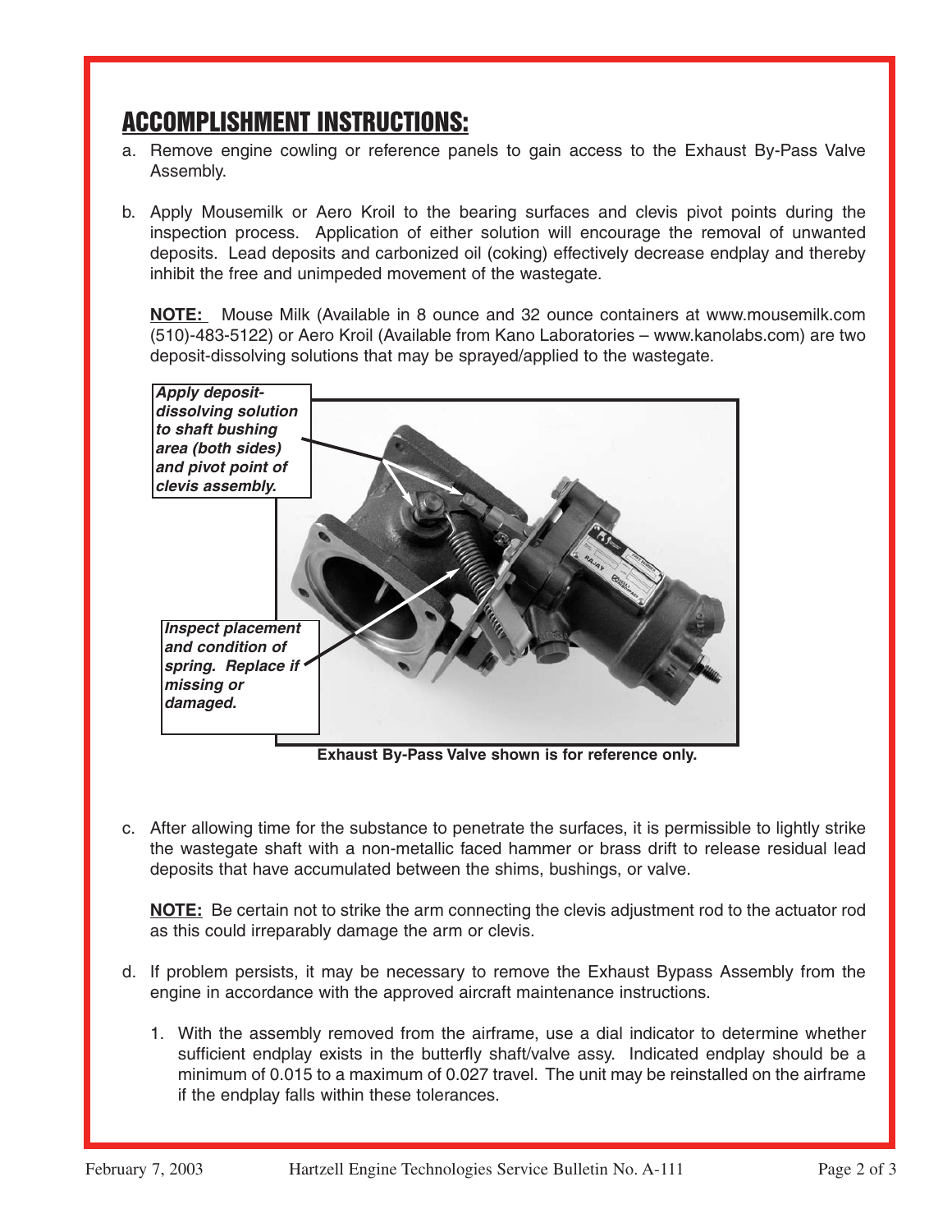## ACCOMPLISHMENT INSTRUCTIONS:

a. Remove engine cowling or reference panels to gain access to the Exhaust By-Pass Valve Assembly.

b. Apply Mousemilk or Aero Kroil to the bearing surfaces and clevis pivot points during the inspection process. Application of either solution will encourage the removal of unwanted deposits. Lead deposits and carbonized oil (coking) effectively decrease endplay and thereby inhibit the free and unimpeded movement of the wastegate.

   **NOTE:** Mouse Milk (Available in 8 ounce and 32 ounce containers at www.mousemilk.com (510)-483-5122) or Aero Kroil (Available from Kano Laboratories – www.kanolabs.com) are two deposit-dissolving solutions that may be sprayed/applied to the wastegate.

***Apply deposit-dissolving solution to shaft bushing area (both sides) and pivot point of clevis assembly.***

***Inspect placement and condition of spring. Replace if missing or damaged.***

**Exhaust By-Pass Valve shown is for reference only.**

c. After allowing time for the substance to penetrate the surfaces, it is permissible to lightly strike the wastegate shaft with a non-metallic faced hammer or brass drift to release residual lead deposits that have accumulated between the shims, bushings, or valve.

   **NOTE:** Be certain not to strike the arm connecting the clevis adjustment rod to the actuator rod as this could irreparably damage the arm or clevis.

d. If problem persists, it may be necessary to remove the Exhaust Bypass Assembly from the engine in accordance with the approved aircraft maintenance instructions.

   1. With the assembly removed from the airframe, use a dial indicator to determine whether sufficient endplay exists in the butterfly shaft/valve assy. Indicated endplay should be a minimum of 0.015 to a maximum of 0.027 travel. The unit may be reinstalled on the airframe if the endplay falls within these tolerances.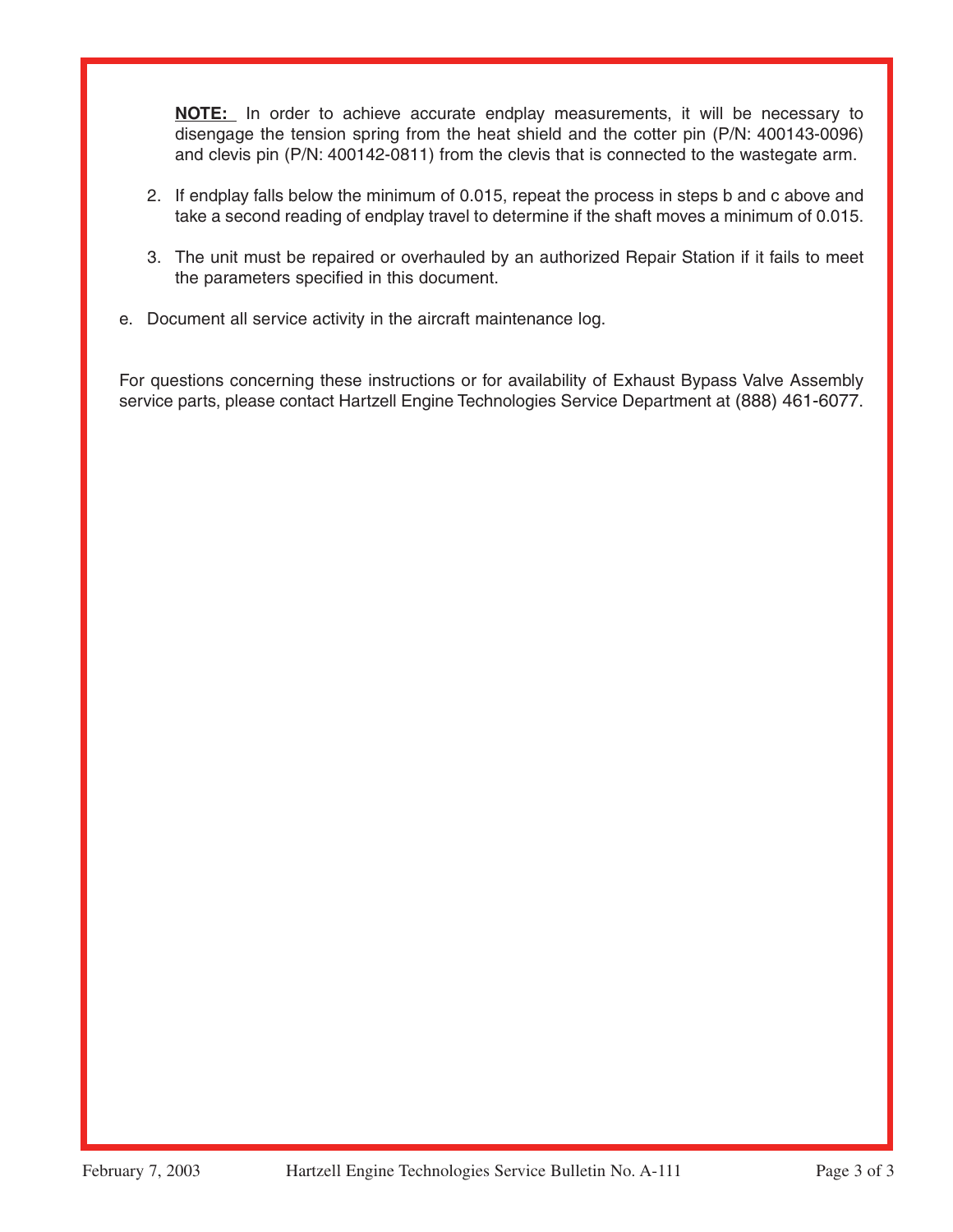**NOTE:** In order to achieve accurate endplay measurements, it will be necessary to disengage the tension spring from the heat shield and the cotter pin (P/N: 400143-0096) and clevis pin (P/N: 400142-0811) from the clevis that is connected to the wastegate arm.

2. If endplay falls below the minimum of 0.015, repeat the process in steps b and c above and take a second reading of endplay travel to determine if the shaft moves a minimum of 0.015.

3. The unit must be repaired or overhauled by an authorized Repair Station if it fails to meet the parameters specified in this document.

e. Document all service activity in the aircraft maintenance log.

For questions concerning these instructions or for availability of Exhaust Bypass Valve Assembly service parts, please contact Hartzell Engine Technologies Service Department at (888) 461-6077.